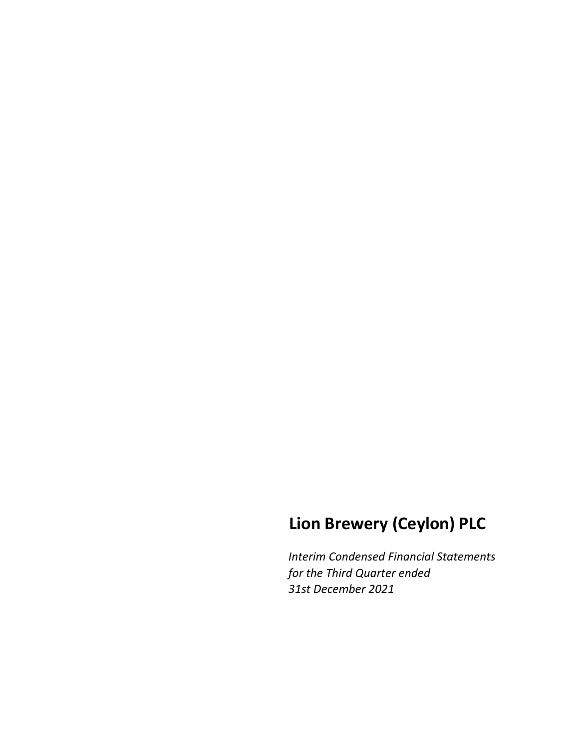# Lion Brewery (Ceylon) PLC

*Interim Condensed Financial Statements*
*for the Third Quarter ended*
*31st December 2021*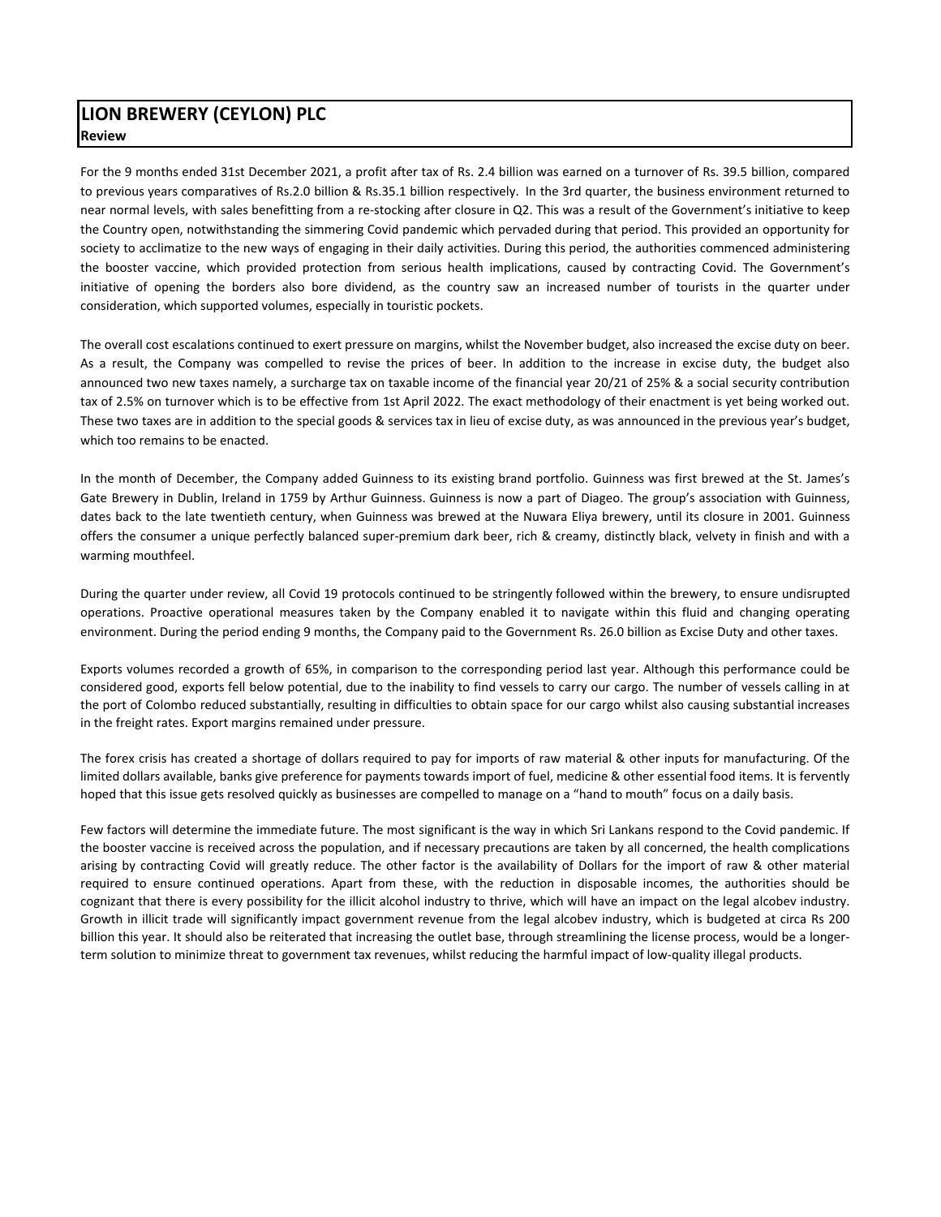# LION BREWERY (CEYLON) PLC

**Review**

For the 9 months ended 31st December 2021, a profit after tax of Rs. 2.4 billion was earned on a turnover of Rs. 39.5 billion, compared to previous years comparatives of Rs.2.0 billion & Rs.35.1 billion respectively. In the 3rd quarter, the business environment returned to near normal levels, with sales benefitting from a re-stocking after closure in Q2. This was a result of the Government's initiative to keep the Country open, notwithstanding the simmering Covid pandemic which pervaded during that period. This provided an opportunity for society to acclimatize to the new ways of engaging in their daily activities. During this period, the authorities commenced administering the booster vaccine, which provided protection from serious health implications, caused by contracting Covid. The Government's initiative of opening the borders also bore dividend, as the country saw an increased number of tourists in the quarter under consideration, which supported volumes, especially in touristic pockets.

The overall cost escalations continued to exert pressure on margins, whilst the November budget, also increased the excise duty on beer. As a result, the Company was compelled to revise the prices of beer. In addition to the increase in excise duty, the budget also announced two new taxes namely, a surcharge tax on taxable income of the financial year 20/21 of 25% & a social security contribution tax of 2.5% on turnover which is to be effective from 1st April 2022. The exact methodology of their enactment is yet being worked out. These two taxes are in addition to the special goods & services tax in lieu of excise duty, as was announced in the previous year's budget, which too remains to be enacted.

In the month of December, the Company added Guinness to its existing brand portfolio. Guinness was first brewed at the St. James's Gate Brewery in Dublin, Ireland in 1759 by Arthur Guinness. Guinness is now a part of Diageo. The group's association with Guinness, dates back to the late twentieth century, when Guinness was brewed at the Nuwara Eliya brewery, until its closure in 2001. Guinness offers the consumer a unique perfectly balanced super-premium dark beer, rich & creamy, distinctly black, velvety in finish and with a warming mouthfeel.

During the quarter under review, all Covid 19 protocols continued to be stringently followed within the brewery, to ensure undisrupted operations. Proactive operational measures taken by the Company enabled it to navigate within this fluid and changing operating environment. During the period ending 9 months, the Company paid to the Government Rs. 26.0 billion as Excise Duty and other taxes.

Exports volumes recorded a growth of 65%, in comparison to the corresponding period last year. Although this performance could be considered good, exports fell below potential, due to the inability to find vessels to carry our cargo. The number of vessels calling in at the port of Colombo reduced substantially, resulting in difficulties to obtain space for our cargo whilst also causing substantial increases in the freight rates. Export margins remained under pressure.

The forex crisis has created a shortage of dollars required to pay for imports of raw material & other inputs for manufacturing. Of the limited dollars available, banks give preference for payments towards import of fuel, medicine & other essential food items. It is fervently hoped that this issue gets resolved quickly as businesses are compelled to manage on a "hand to mouth" focus on a daily basis.

Few factors will determine the immediate future. The most significant is the way in which Sri Lankans respond to the Covid pandemic. If the booster vaccine is received across the population, and if necessary precautions are taken by all concerned, the health complications arising by contracting Covid will greatly reduce. The other factor is the availability of Dollars for the import of raw & other material required to ensure continued operations. Apart from these, with the reduction in disposable incomes, the authorities should be cognizant that there is every possibility for the illicit alcohol industry to thrive, which will have an impact on the legal alcobev industry. Growth in illicit trade will significantly impact government revenue from the legal alcobev industry, which is budgeted at circa Rs 200 billion this year. It should also be reiterated that increasing the outlet base, through streamlining the license process, would be a longer-term solution to minimize threat to government tax revenues, whilst reducing the harmful impact of low-quality illegal products.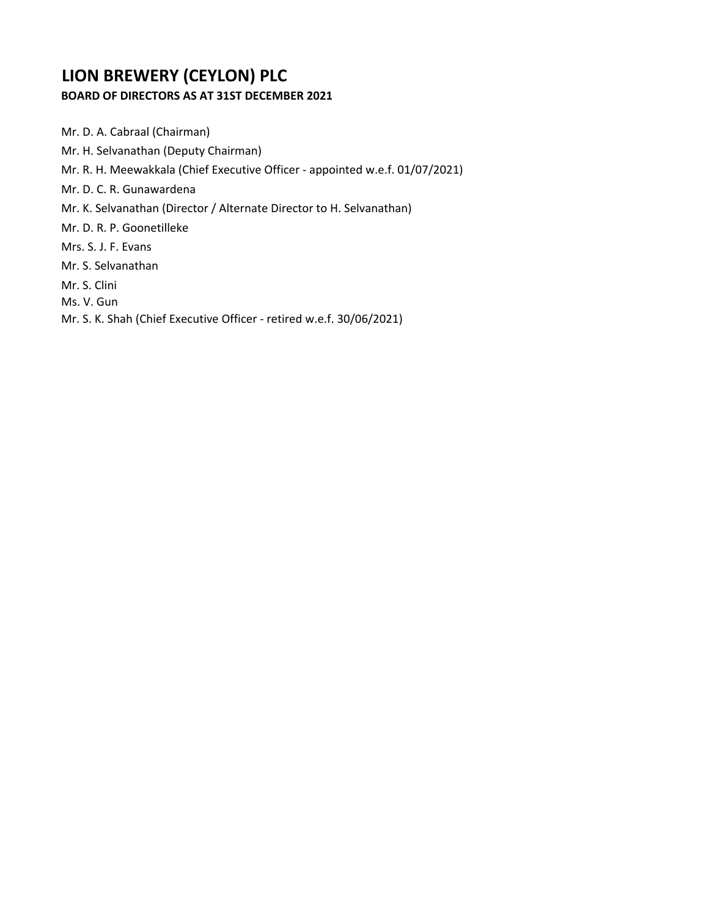# LION BREWERY (CEYLON) PLC

**BOARD OF DIRECTORS AS AT 31ST DECEMBER 2021**

Mr. D. A. Cabraal (Chairman)

Mr. H. Selvanathan (Deputy Chairman)

Mr. R. H. Meewakkala (Chief Executive Officer - appointed w.e.f. 01/07/2021)

Mr. D. C. R. Gunawardena

Mr. K. Selvanathan (Director / Alternate Director to H. Selvanathan)

Mr. D. R. P. Goonetilleke

Mrs. S. J. F. Evans

Mr. S. Selvanathan

Mr. S. Clini

Ms. V. Gun

Mr. S. K. Shah (Chief Executive Officer - retired w.e.f. 30/06/2021)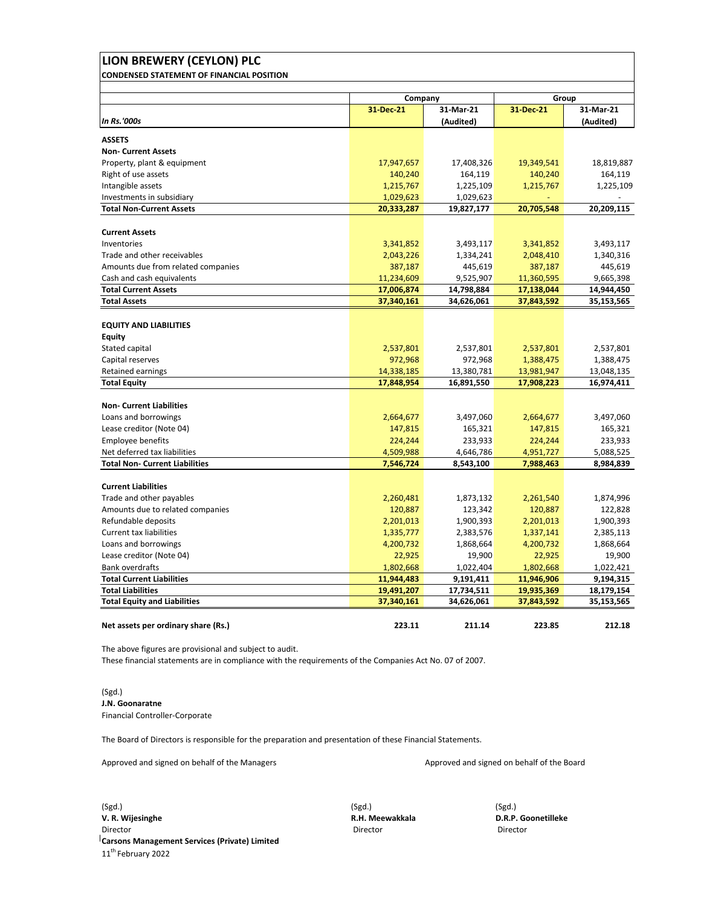# LION BREWERY (CEYLON) PLC

**CONDENSED STATEMENT OF FINANCIAL POSITION**

| | Company | | Group | |
|---|---|---|---|---|
| *In Rs.'000s* | 31-Dec-21 | 31-Mar-21 (Audited) | 31-Dec-21 | 31-Mar-21 (Audited) |
| **ASSETS** | | | | |
| **Non- Current Assets** | | | | |
| Property, plant & equipment | 17,947,657 | 17,408,326 | 19,349,541 | 18,819,887 |
| Right of use assets | 140,240 | 164,119 | 140,240 | 164,119 |
| Intangible assets | 1,215,767 | 1,225,109 | 1,215,767 | 1,225,109 |
| Investments in subsidiary | 1,029,623 | 1,029,623 | - | - |
| **Total Non-Current Assets** | **20,333,287** | **19,827,177** | **20,705,548** | **20,209,115** |
| | | | | |
| **Current Assets** | | | | |
| Inventories | 3,341,852 | 3,493,117 | 3,341,852 | 3,493,117 |
| Trade and other receivables | 2,043,226 | 1,334,241 | 2,048,410 | 1,340,316 |
| Amounts due from related companies | 387,187 | 445,619 | 387,187 | 445,619 |
| Cash and cash equivalents | 11,234,609 | 9,525,907 | 11,360,595 | 9,665,398 |
| **Total Current Assets** | **17,006,874** | **14,798,884** | **17,138,044** | **14,944,450** |
| **Total Assets** | **37,340,161** | **34,626,061** | **37,843,592** | **35,153,565** |
| | | | | |
| **EQUITY AND LIABILITIES** | | | | |
| **Equity** | | | | |
| Stated capital | 2,537,801 | 2,537,801 | 2,537,801 | 2,537,801 |
| Capital reserves | 972,968 | 972,968 | 1,388,475 | 1,388,475 |
| Retained earnings | 14,338,185 | 13,380,781 | 13,981,947 | 13,048,135 |
| **Total Equity** | **17,848,954** | **16,891,550** | **17,908,223** | **16,974,411** |
| | | | | |
| **Non- Current Liabilities** | | | | |
| Loans and borrowings | 2,664,677 | 3,497,060 | 2,664,677 | 3,497,060 |
| Lease creditor (Note 04) | 147,815 | 165,321 | 147,815 | 165,321 |
| Employee benefits | 224,244 | 233,933 | 224,244 | 233,933 |
| Net deferred tax liabilities | 4,509,988 | 4,646,786 | 4,951,727 | 5,088,525 |
| **Total Non- Current Liabilities** | **7,546,724** | **8,543,100** | **7,988,463** | **8,984,839** |
| | | | | |
| **Current Liabilities** | | | | |
| Trade and other payables | 2,260,481 | 1,873,132 | 2,261,540 | 1,874,996 |
| Amounts due to related companies | 120,887 | 123,342 | 120,887 | 122,828 |
| Refundable deposits | 2,201,013 | 1,900,393 | 2,201,013 | 1,900,393 |
| Current tax liabilities | 1,335,777 | 2,383,576 | 1,337,141 | 2,385,113 |
| Loans and borrowings | 4,200,732 | 1,868,664 | 4,200,732 | 1,868,664 |
| Lease creditor (Note 04) | 22,925 | 19,900 | 22,925 | 19,900 |
| Bank overdrafts | 1,802,668 | 1,022,404 | 1,802,668 | 1,022,421 |
| **Total Current Liabilities** | **11,944,483** | **9,191,411** | **11,946,906** | **9,194,315** |
| **Total Liabilities** | **19,491,207** | **17,734,511** | **19,935,369** | **18,179,154** |
| **Total Equity and Liabilities** | **37,340,161** | **34,626,061** | **37,843,592** | **35,153,565** |
| | | | | |
| **Net assets per ordinary share (Rs.)** | **223.11** | **211.14** | **223.85** | **212.18** |

The above figures are provisional and subject to audit.

These financial statements are in compliance with the requirements of the Companies Act No. 07 of 2007.

(Sgd.)
**J.N. Goonaratne**
Financial Controller-Corporate

The Board of Directors is responsible for the preparation and presentation of these Financial Statements.

Approved and signed on behalf of the Managers

Approved and signed on behalf of the Board

(Sgd.)
**V. R. Wijesinghe**
Director
**Carsons Management Services (Private) Limited**
11th February 2022

(Sgd.)
**R.H. Meewakkala**
Director

(Sgd.)
**D.R.P. Goonetilleke**
Director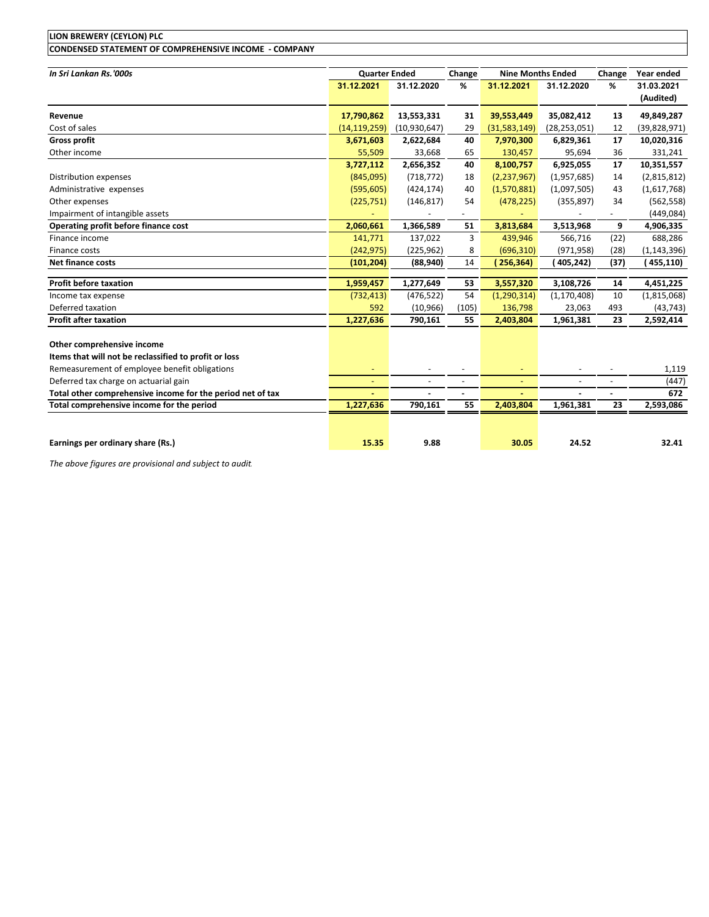**LION BREWERY (CEYLON) PLC**

**CONDENSED STATEMENT OF COMPREHENSIVE INCOME - COMPANY**

| *In Sri Lankan Rs.'000s* | Quarter Ended | | Change | Nine Months Ended | | Change | Year ended |
|---|---|---|---|---|---|---|---|
| | **31.12.2021** | **31.12.2020** | **%** | **31.12.2021** | **31.12.2020** | **%** | **31.03.2021 (Audited)** |
| **Revenue** | **17,790,862** | **13,553,331** | **31** | **39,553,449** | **35,082,412** | **13** | **49,849,287** |
| Cost of sales | (14,119,259) | (10,930,647) | 29 | (31,583,149) | (28,253,051) | 12 | (39,828,971) |
| **Gross profit** | **3,671,603** | **2,622,684** | **40** | **7,970,300** | **6,829,361** | **17** | **10,020,316** |
| Other income | 55,509 | 33,668 | 65 | 130,457 | 95,694 | 36 | 331,241 |
| | **3,727,112** | **2,656,352** | **40** | **8,100,757** | **6,925,055** | **17** | **10,351,557** |
| Distribution expenses | (845,095) | (718,772) | 18 | (2,237,967) | (1,957,685) | 14 | (2,815,812) |
| Administrative expenses | (595,605) | (424,174) | 40 | (1,570,881) | (1,097,505) | 43 | (1,617,768) |
| Other expenses | (225,751) | (146,817) | 54 | (478,225) | (355,897) | 34 | (562,558) |
| Impairment of intangible assets | - | - | - | - | - | - | (449,084) |
| **Operating profit before finance cost** | **2,060,661** | **1,366,589** | **51** | **3,813,684** | **3,513,968** | **9** | **4,906,335** |
| Finance income | 141,771 | 137,022 | 3 | 439,946 | 566,716 | (22) | 688,286 |
| Finance costs | (242,975) | (225,962) | 8 | (696,310) | (971,958) | (28) | (1,143,396) |
| **Net finance costs** | **(101,204)** | **(88,940)** | 14 | **(256,364)** | **(405,242)** | **(37)** | **(455,110)** |
| **Profit before taxation** | **1,959,457** | **1,277,649** | **53** | **3,557,320** | **3,108,726** | **14** | **4,451,225** |
| Income tax expense | (732,413) | (476,522) | 54 | (1,290,314) | (1,170,408) | 10 | (1,815,068) |
| Deferred taxation | 592 | (10,966) | (105) | 136,798 | 23,063 | 493 | (43,743) |
| **Profit after taxation** | **1,227,636** | **790,161** | **55** | **2,403,804** | **1,961,381** | **23** | **2,592,414** |
| **Other comprehensive income** | | | | | | | |
| **Items that will not be reclassified to profit or loss** | | | | | | | |
| Remeasurement of employee benefit obligations | - | - | - | - | - | - | 1,119 |
| Deferred tax charge on actuarial gain | - | - | - | - | - | - | (447) |
| **Total other comprehensive income for the period net of tax** | **-** | **-** | **-** | **-** | **-** | **-** | **672** |
| **Total comprehensive income for the period** | **1,227,636** | **790,161** | **55** | **2,403,804** | **1,961,381** | **23** | **2,593,086** |
| **Earnings per ordinary share (Rs.)** | **15.35** | **9.88** | | **30.05** | **24.52** | | **32.41** |

*The above figures are provisional and subject to audit.*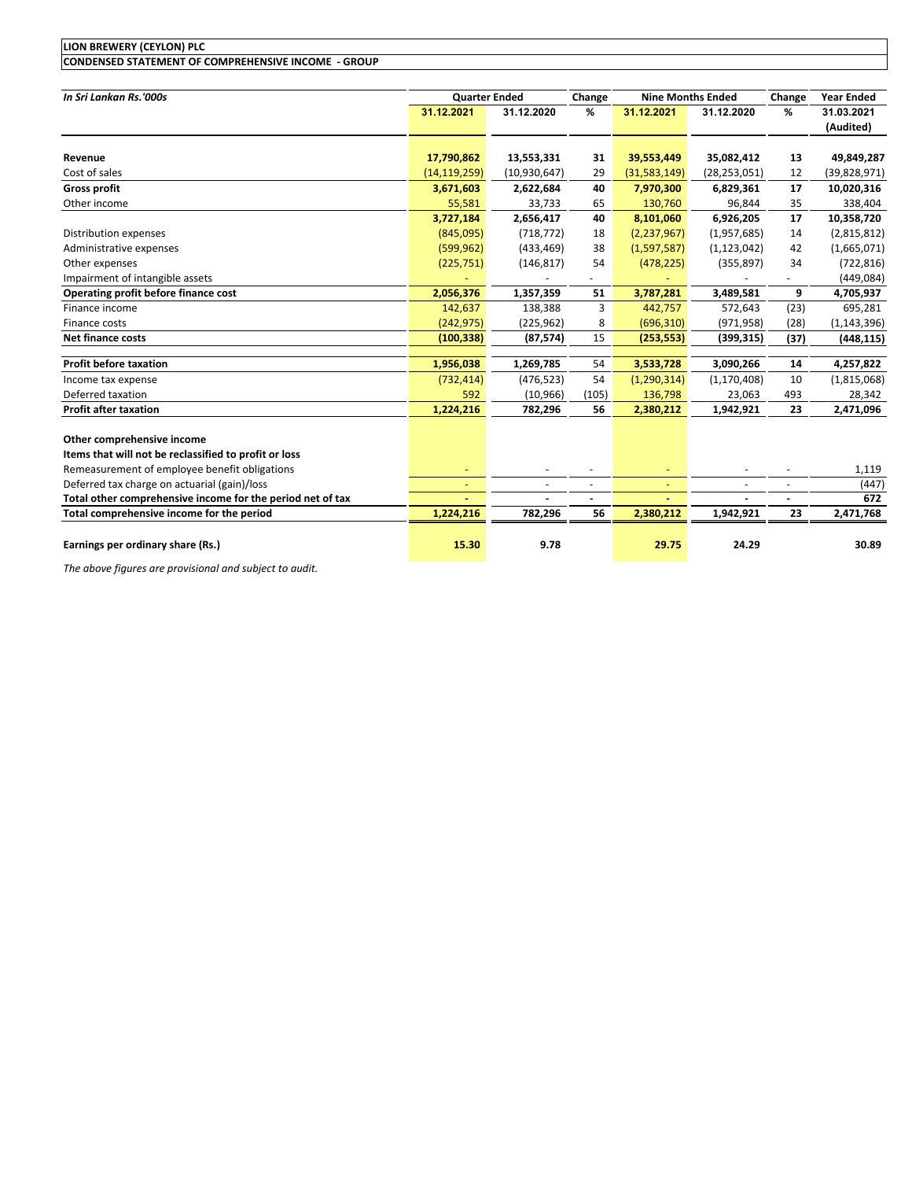**LION BREWERY (CEYLON) PLC**

**CONDENSED STATEMENT OF COMPREHENSIVE INCOME - GROUP**

| *In Sri Lankan Rs.'000s* | Quarter Ended | | Change | Nine Months Ended | | Change | Year Ended |
|---|---|---|---|---|---|---|---|
| | **31.12.2021** | **31.12.2020** | **%** | **31.12.2021** | **31.12.2020** | **%** | **31.03.2021 (Audited)** |
| **Revenue** | **17,790,862** | **13,553,331** | **31** | **39,553,449** | **35,082,412** | **13** | **49,849,287** |
| Cost of sales | (14,119,259) | (10,930,647) | 29 | (31,583,149) | (28,253,051) | 12 | (39,828,971) |
| **Gross profit** | **3,671,603** | **2,622,684** | **40** | **7,970,300** | **6,829,361** | **17** | **10,020,316** |
| Other income | 55,581 | 33,733 | 65 | 130,760 | 96,844 | 35 | 338,404 |
| | **3,727,184** | **2,656,417** | **40** | **8,101,060** | **6,926,205** | **17** | **10,358,720** |
| Distribution expenses | (845,095) | (718,772) | 18 | (2,237,967) | (1,957,685) | 14 | (2,815,812) |
| Administrative expenses | (599,962) | (433,469) | 38 | (1,597,587) | (1,123,042) | 42 | (1,665,071) |
| Other expenses | (225,751) | (146,817) | 54 | (478,225) | (355,897) | 34 | (722,816) |
| Impairment of intangible assets | - | - | - | - | - | - | (449,084) |
| **Operating profit before finance cost** | **2,056,376** | **1,357,359** | **51** | **3,787,281** | **3,489,581** | **9** | **4,705,937** |
| Finance income | 142,637 | 138,388 | 3 | 442,757 | 572,643 | (23) | 695,281 |
| Finance costs | (242,975) | (225,962) | 8 | (696,310) | (971,958) | (28) | (1,143,396) |
| **Net finance costs** | **(100,338)** | **(87,574)** | 15 | **(253,553)** | **(399,315)** | **(37)** | **(448,115)** |
| **Profit before taxation** | **1,956,038** | **1,269,785** | 54 | **3,533,728** | **3,090,266** | **14** | **4,257,822** |
| Income tax expense | (732,414) | (476,523) | 54 | (1,290,314) | (1,170,408) | 10 | (1,815,068) |
| Deferred taxation | 592 | (10,966) | (105) | 136,798 | 23,063 | 493 | 28,342 |
| **Profit after taxation** | **1,224,216** | **782,296** | **56** | **2,380,212** | **1,942,921** | **23** | **2,471,096** |
| **Other comprehensive income** | | | | | | | |
| **Items that will not be reclassified to profit or loss** | | | | | | | |
| Remeasurement of employee benefit obligations | - | - | - | - | - | - | 1,119 |
| Deferred tax charge on actuarial (gain)/loss | - | - | - | - | - | - | (447) |
| **Total other comprehensive income for the period net of tax** | **-** | **-** | **-** | **-** | **-** | **-** | **672** |
| **Total comprehensive income for the period** | **1,224,216** | **782,296** | **56** | **2,380,212** | **1,942,921** | **23** | **2,471,768** |
| **Earnings per ordinary share (Rs.)** | **15.30** | **9.78** | | **29.75** | **24.29** | | **30.89** |

*The above figures are provisional and subject to audit.*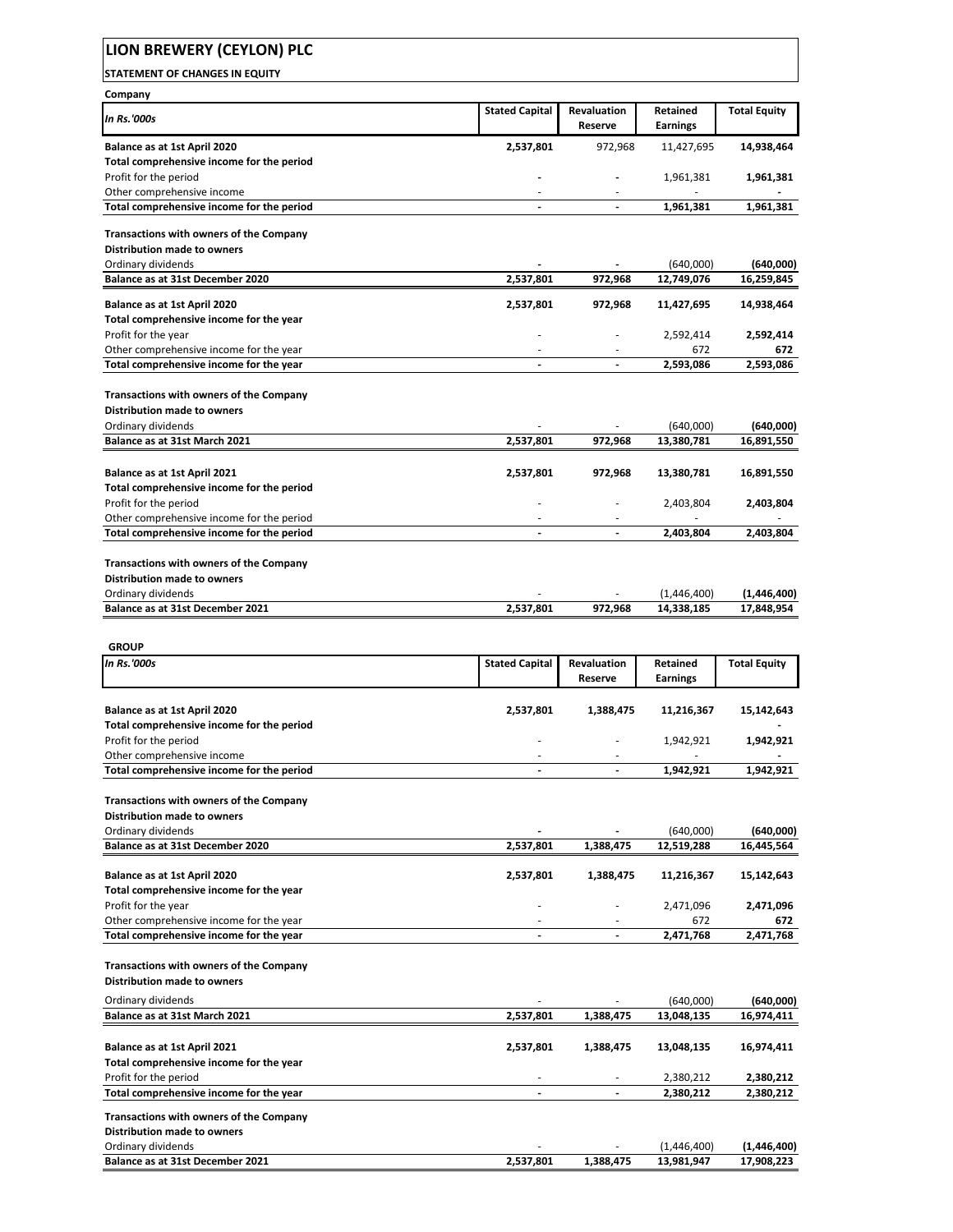# LION BREWERY (CEYLON) PLC

**STATEMENT OF CHANGES IN EQUITY**

**Company**

| *In Rs.'000s* | Stated Capital | Revaluation Reserve | Retained Earnings | Total Equity |
|---|---|---|---|---|
| **Balance as at 1st April 2020** | **2,537,801** | 972,968 | 11,427,695 | **14,938,464** |
| **Total comprehensive income for the period** | | | | |
| Profit for the period | - | - | 1,961,381 | **1,961,381** |
| Other comprehensive income | - | - | - | - |
| **Total comprehensive income for the period** | - | - | **1,961,381** | **1,961,381** |
| **Transactions with owners of the Company** | | | | |
| **Distribution made to owners** | | | | |
| Ordinary dividends | - | - | (640,000) | **(640,000)** |
| **Balance as at 31st December 2020** | **2,537,801** | **972,968** | **12,749,076** | **16,259,845** |
| **Balance as at 1st April 2020** | **2,537,801** | **972,968** | **11,427,695** | **14,938,464** |
| **Total comprehensive income for the year** | | | | |
| Profit for the year | - | - | 2,592,414 | **2,592,414** |
| Other comprehensive income for the year | - | - | 672 | **672** |
| **Total comprehensive income for the year** | - | - | **2,593,086** | **2,593,086** |
| **Transactions with owners of the Company** | | | | |
| **Distribution made to owners** | | | | |
| Ordinary dividends | - | - | (640,000) | **(640,000)** |
| **Balance as at 31st March 2021** | **2,537,801** | **972,968** | **13,380,781** | **16,891,550** |
| **Balance as at 1st April 2021** | **2,537,801** | **972,968** | **13,380,781** | **16,891,550** |
| **Total comprehensive income for the period** | | | | |
| Profit for the period | - | - | 2,403,804 | **2,403,804** |
| Other comprehensive income for the period | - | - | - | - |
| **Total comprehensive income for the period** | - | - | **2,403,804** | **2,403,804** |
| **Transactions with owners of the Company** | | | | |
| **Distribution made to owners** | | | | |
| Ordinary dividends | - | - | (1,446,400) | **(1,446,400)** |
| **Balance as at 31st December 2021** | **2,537,801** | **972,968** | **14,338,185** | **17,848,954** |

**GROUP**

| *In Rs.'000s* | Stated Capital | Revaluation Reserve | Retained Earnings | Total Equity |
|---|---|---|---|---|
| **Balance as at 1st April 2020** | **2,537,801** | **1,388,475** | **11,216,367** | **15,142,643** |
| **Total comprehensive income for the period** | | | | - |
| Profit for the period | - | - | 1,942,921 | **1,942,921** |
| Other comprehensive income | - | - | - | - |
| **Total comprehensive income for the period** | - | - | **1,942,921** | **1,942,921** |
| **Transactions with owners of the Company** | | | | |
| **Distribution made to owners** | | | | |
| Ordinary dividends | - | - | (640,000) | **(640,000)** |
| **Balance as at 31st December 2020** | **2,537,801** | **1,388,475** | **12,519,288** | **16,445,564** |
| **Balance as at 1st April 2020** | **2,537,801** | **1,388,475** | **11,216,367** | **15,142,643** |
| **Total comprehensive income for the year** | | | | |
| Profit for the year | - | - | 2,471,096 | **2,471,096** |
| Other comprehensive income for the year | - | - | 672 | **672** |
| **Total comprehensive income for the year** | - | - | **2,471,768** | **2,471,768** |
| **Transactions with owners of the Company** | | | | |
| **Distribution made to owners** | | | | |
| Ordinary dividends | - | - | (640,000) | **(640,000)** |
| **Balance as at 31st March 2021** | **2,537,801** | **1,388,475** | **13,048,135** | **16,974,411** |
| **Balance as at 1st April 2021** | **2,537,801** | **1,388,475** | **13,048,135** | **16,974,411** |
| **Total comprehensive income for the year** | | | | |
| Profit for the period | - | - | 2,380,212 | **2,380,212** |
| **Total comprehensive income for the year** | - | - | **2,380,212** | **2,380,212** |
| **Transactions with owners of the Company** | | | | |
| **Distribution made to owners** | | | | |
| Ordinary dividends | - | - | (1,446,400) | **(1,446,400)** |
| **Balance as at 31st December 2021** | **2,537,801** | **1,388,475** | **13,981,947** | **17,908,223** |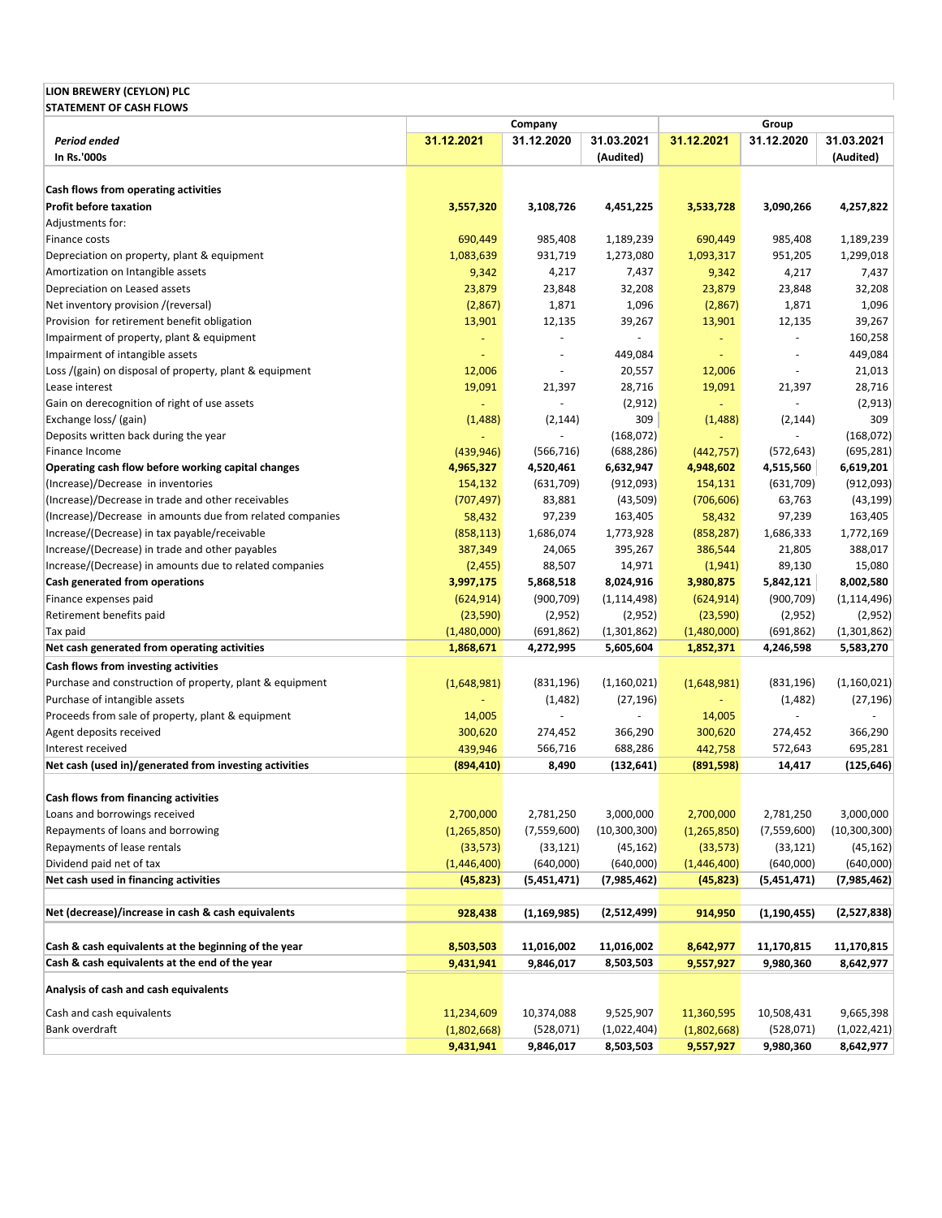**LION BREWERY (CEYLON) PLC**
**STATEMENT OF CASH FLOWS**

| | Company | | | Group | | |
|---|---|---|---|---|---|---|
| ***Period ended*** | **31.12.2021** | **31.12.2020** | **31.03.2021** | **31.12.2021** | **31.12.2020** | **31.03.2021** |
| **In Rs.'000s** | | | **(Audited)** | | | **(Audited)** |
| **Cash flows from operating activities** | | | | | | |
| **Profit before taxation** | **3,557,320** | **3,108,726** | **4,451,225** | **3,533,728** | **3,090,266** | **4,257,822** |
| Adjustments for: | | | | | | |
| Finance costs | 690,449 | 985,408 | 1,189,239 | 690,449 | 985,408 | 1,189,239 |
| Depreciation on property, plant & equipment | 1,083,639 | 931,719 | 1,273,080 | 1,093,317 | 951,205 | 1,299,018 |
| Amortization on Intangible assets | 9,342 | 4,217 | 7,437 | 9,342 | 4,217 | 7,437 |
| Depreciation on Leased assets | 23,879 | 23,848 | 32,208 | 23,879 | 23,848 | 32,208 |
| Net inventory provision /(reversal) | (2,867) | 1,871 | 1,096 | (2,867) | 1,871 | 1,096 |
| Provision for retirement benefit obligation | 13,901 | 12,135 | 39,267 | 13,901 | 12,135 | 39,267 |
| Impairment of property, plant & equipment | - | - | - | - | - | 160,258 |
| Impairment of intangible assets | - | - | 449,084 | - | - | 449,084 |
| Loss /(gain) on disposal of property, plant & equipment | 12,006 | - | 20,557 | 12,006 | - | 21,013 |
| Lease interest | 19,091 | 21,397 | 28,716 | 19,091 | 21,397 | 28,716 |
| Gain on derecognition of right of use assets | - | - | (2,912) | - | - | (2,913) |
| Exchange loss/ (gain) | (1,488) | (2,144) | 309 | (1,488) | (2,144) | 309 |
| Deposits written back during the year | - | - | (168,072) | - | - | (168,072) |
| Finance Income | (439,946) | (566,716) | (688,286) | (442,757) | (572,643) | (695,281) |
| **Operating cash flow before working capital changes** | **4,965,327** | **4,520,461** | **6,632,947** | **4,948,602** | **4,515,560** | **6,619,201** |
| (Increase)/Decrease in inventories | 154,132 | (631,709) | (912,093) | 154,131 | (631,709) | (912,093) |
| (Increase)/Decrease in trade and other receivables | (707,497) | 83,881 | (43,509) | (706,606) | 63,763 | (43,199) |
| (Increase)/Decrease in amounts due from related companies | 58,432 | 97,239 | 163,405 | 58,432 | 97,239 | 163,405 |
| Increase/(Decrease) in tax payable/receivable | (858,113) | 1,686,074 | 1,773,928 | (858,287) | 1,686,333 | 1,772,169 |
| Increase/(Decrease) in trade and other payables | 387,349 | 24,065 | 395,267 | 386,544 | 21,805 | 388,017 |
| Increase/(Decrease) in amounts due to related companies | (2,455) | 88,507 | 14,971 | (1,941) | 89,130 | 15,080 |
| **Cash generated from operations** | **3,997,175** | **5,868,518** | **8,024,916** | **3,980,875** | **5,842,121** | **8,002,580** |
| Finance expenses paid | (624,914) | (900,709) | (1,114,498) | (624,914) | (900,709) | (1,114,496) |
| Retirement benefits paid | (23,590) | (2,952) | (2,952) | (23,590) | (2,952) | (2,952) |
| Tax paid | (1,480,000) | (691,862) | (1,301,862) | (1,480,000) | (691,862) | (1,301,862) |
| **Net cash generated from operating activities** | **1,868,671** | **4,272,995** | **5,605,604** | **1,852,371** | **4,246,598** | **5,583,270** |
| **Cash flows from investing activities** | | | | | | |
| Purchase and construction of property, plant & equipment | (1,648,981) | (831,196) | (1,160,021) | (1,648,981) | (831,196) | (1,160,021) |
| Purchase of intangible assets | - | (1,482) | (27,196) | - | (1,482) | (27,196) |
| Proceeds from sale of property, plant & equipment | 14,005 | - | - | 14,005 | - | - |
| Agent deposits received | 300,620 | 274,452 | 366,290 | 300,620 | 274,452 | 366,290 |
| Interest received | 439,946 | 566,716 | 688,286 | 442,758 | 572,643 | 695,281 |
| **Net cash (used in)/generated from investing activities** | **(894,410)** | **8,490** | **(132,641)** | **(891,598)** | **14,417** | **(125,646)** |
| **Cash flows from financing activities** | | | | | | |
| Loans and borrowings received | 2,700,000 | 2,781,250 | 3,000,000 | 2,700,000 | 2,781,250 | 3,000,000 |
| Repayments of loans and borrowing | (1,265,850) | (7,559,600) | (10,300,300) | (1,265,850) | (7,559,600) | (10,300,300) |
| Repayments of lease rentals | (33,573) | (33,121) | (45,162) | (33,573) | (33,121) | (45,162) |
| Dividend paid net of tax | (1,446,400) | (640,000) | (640,000) | (1,446,400) | (640,000) | (640,000) |
| **Net cash used in financing activities** | **(45,823)** | **(5,451,471)** | **(7,985,462)** | **(45,823)** | **(5,451,471)** | **(7,985,462)** |
| **Net (decrease)/increase in cash & cash equivalents** | **928,438** | **(1,169,985)** | **(2,512,499)** | **914,950** | **(1,190,455)** | **(2,527,838)** |
| **Cash & cash equivalents at the beginning of the year** | **8,503,503** | **11,016,002** | **11,016,002** | **8,642,977** | **11,170,815** | **11,170,815** |
| **Cash & cash equivalents at the end of the year** | **9,431,941** | **9,846,017** | **8,503,503** | **9,557,927** | **9,980,360** | **8,642,977** |
| **Analysis of cash and cash equivalents** | | | | | | |
| Cash and cash equivalents | 11,234,609 | 10,374,088 | 9,525,907 | 11,360,595 | 10,508,431 | 9,665,398 |
| Bank overdraft | (1,802,668) | (528,071) | (1,022,404) | (1,802,668) | (528,071) | (1,022,421) |
| | **9,431,941** | **9,846,017** | **8,503,503** | **9,557,927** | **9,980,360** | **8,642,977** |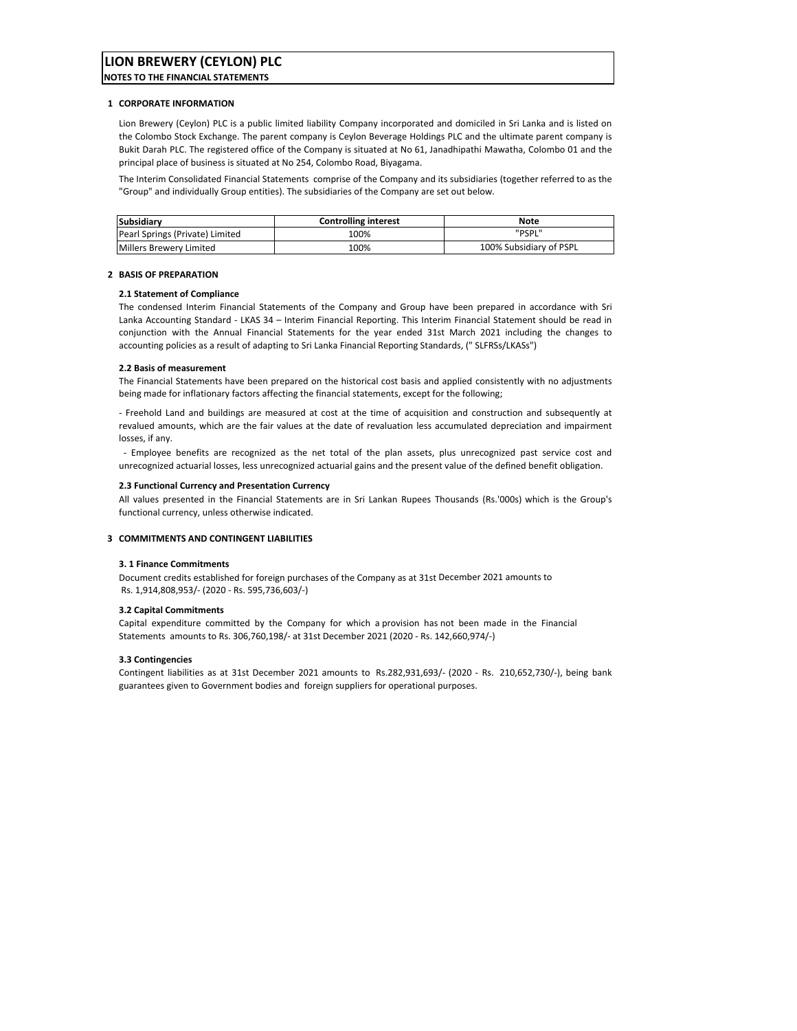# LION BREWERY (CEYLON) PLC

**NOTES TO THE FINANCIAL STATEMENTS**

## 1 CORPORATE INFORMATION

Lion Brewery (Ceylon) PLC is a public limited liability Company incorporated and domiciled in Sri Lanka and is listed on the Colombo Stock Exchange. The parent company is Ceylon Beverage Holdings PLC and the ultimate parent company is Bukit Darah PLC. The registered office of the Company is situated at No 61, Janadhipathi Mawatha, Colombo 01 and the principal place of business is situated at No 254, Colombo Road, Biyagama.

The Interim Consolidated Financial Statements comprise of the Company and its subsidiaries (together referred to as the "Group" and individually Group entities). The subsidiaries of the Company are set out below.

| Subsidiary | Controlling interest | Note |
|---|---|---|
| Pearl Springs (Private) Limited | 100% | "PSPL" |
| Millers Brewery Limited | 100% | 100% Subsidiary of PSPL |

## 2 BASIS OF PREPARATION

### 2.1 Statement of Compliance

The condensed Interim Financial Statements of the Company and Group have been prepared in accordance with Sri Lanka Accounting Standard - LKAS 34 – Interim Financial Reporting. This Interim Financial Statement should be read in conjunction with the Annual Financial Statements for the year ended 31st March 2021 including the changes to accounting policies as a result of adapting to Sri Lanka Financial Reporting Standards, (" SLFRSs/LKASs")

### 2.2 Basis of measurement

The Financial Statements have been prepared on the historical cost basis and applied consistently with no adjustments being made for inflationary factors affecting the financial statements, except for the following;

- Freehold Land and buildings are measured at cost at the time of acquisition and construction and subsequently at revalued amounts, which are the fair values at the date of revaluation less accumulated depreciation and impairment losses, if any.

- Employee benefits are recognized as the net total of the plan assets, plus unrecognized past service cost and unrecognized actuarial losses, less unrecognized actuarial gains and the present value of the defined benefit obligation.

### 2.3 Functional Currency and Presentation Currency

All values presented in the Financial Statements are in Sri Lankan Rupees Thousands (Rs.'000s) which is the Group's functional currency, unless otherwise indicated.

## 3 COMMITMENTS AND CONTINGENT LIABILITIES

### 3. 1 Finance Commitments

Document credits established for foreign purchases of the Company as at 31st December 2021 amounts to Rs. 1,914,808,953/- (2020 - Rs. 595,736,603/-)

### 3.2 Capital Commitments

Capital expenditure committed by the Company for which a provision has not been made in the Financial Statements amounts to Rs. 306,760,198/- at 31st December 2021 (2020 - Rs. 142,660,974/-)

### 3.3 Contingencies

Contingent liabilities as at 31st December 2021 amounts to Rs.282,931,693/- (2020 - Rs. 210,652,730/-), being bank guarantees given to Government bodies and foreign suppliers for operational purposes.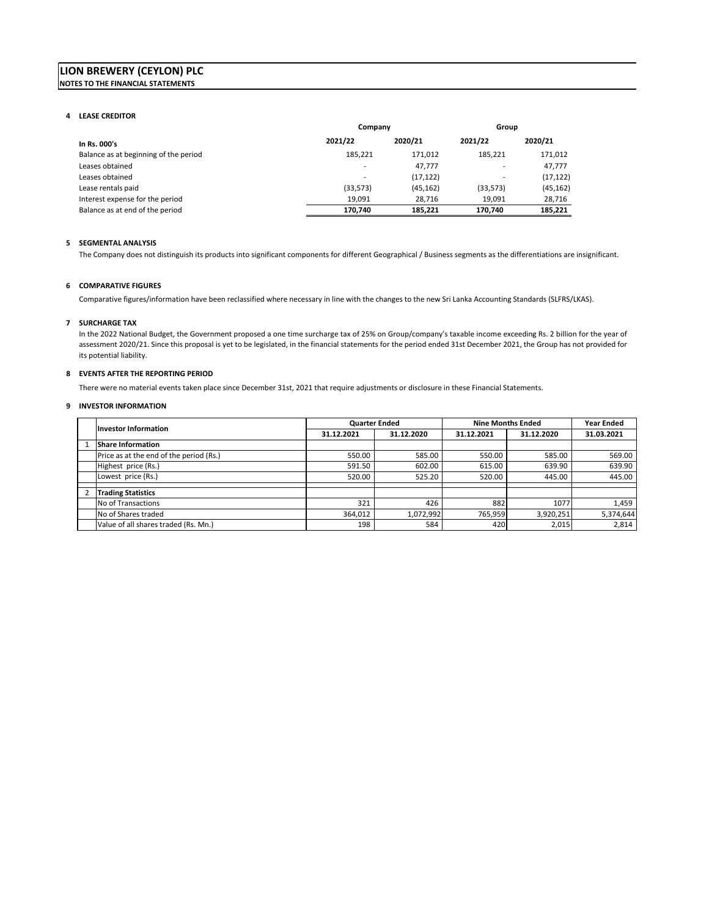# LION BREWERY (CEYLON) PLC

**NOTES TO THE FINANCIAL STATEMENTS**

### 4 LEASE CREDITOR

| In Rs. 000's | Company | | Group | |
|---|---|---|---|---|
| | 2021/22 | 2020/21 | 2021/22 | 2020/21 |
| Balance as at beginning of the period | 185,221 | 171,012 | 185,221 | 171,012 |
| Leases obtained | - | 47,777 | - | 47,777 |
| Leases obtained | - | (17,122) | - | (17,122) |
| Lease rentals paid | (33,573) | (45,162) | (33,573) | (45,162) |
| Interest expense for the period | 19,091 | 28,716 | 19,091 | 28,716 |
| Balance as at end of the period | **170,740** | **185,221** | **170,740** | **185,221** |

### 5 SEGMENTAL ANALYSIS

The Company does not distinguish its products into significant components for different Geographical / Business segments as the differentiations are insignificant.

### 6 COMPARATIVE FIGURES

Comparative figures/information have been reclassified where necessary in line with the changes to the new Sri Lanka Accounting Standards (SLFRS/LKAS).

### 7 SURCHARGE TAX

In the 2022 National Budget, the Government proposed a one time surcharge tax of 25% on Group/company's taxable income exceeding Rs. 2 billion for the year of assessment 2020/21. Since this proposal is yet to be legislated, in the financial statements for the period ended 31st December 2021, the Group has not provided for its potential liability.

### 8 EVENTS AFTER THE REPORTING PERIOD

There were no material events taken place since December 31st, 2021 that require adjustments or disclosure in these Financial Statements.

### 9 INVESTOR INFORMATION

| | Investor Information | Quarter Ended | | Nine Months Ended | | Year Ended |
|---|---|---|---|---|---|---|
| | | 31.12.2021 | 31.12.2020 | 31.12.2021 | 31.12.2020 | 31.03.2021 |
| 1 | **Share Information** | | | | | |
| | Price as at the end of the period (Rs.) | 550.00 | 585.00 | 550.00 | 585.00 | 569.00 |
| | Highest price (Rs.) | 591.50 | 602.00 | 615.00 | 639.90 | 639.90 |
| | Lowest price (Rs.) | 520.00 | 525.20 | 520.00 | 445.00 | 445.00 |
| 2 | **Trading Statistics** | | | | | |
| | No of Transactions | 321 | 426 | 882 | 1077 | 1,459 |
| | No of Shares traded | 364,012 | 1,072,992 | 765,959 | 3,920,251 | 5,374,644 |
| | Value of all shares traded (Rs. Mn.) | 198 | 584 | 420 | 2,015 | 2,814 |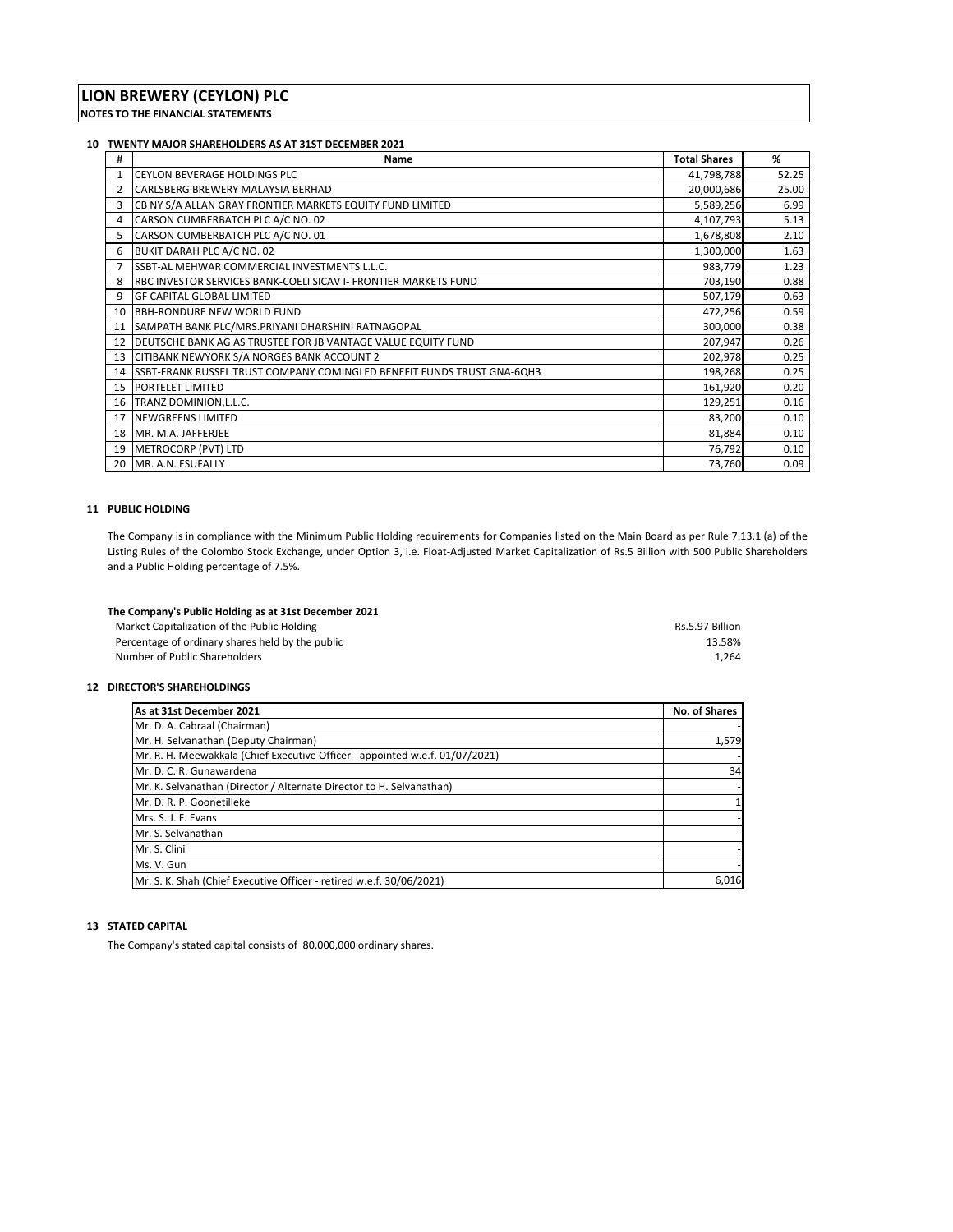# LION BREWERY (CEYLON) PLC

**NOTES TO THE FINANCIAL STATEMENTS**

## 10 TWENTY MAJOR SHAREHOLDERS AS AT 31ST DECEMBER 2021

| # | Name | Total Shares | % |
|---|---|---|---|
| 1 | CEYLON BEVERAGE HOLDINGS PLC | 41,798,788 | 52.25 |
| 2 | CARLSBERG BREWERY MALAYSIA BERHAD | 20,000,686 | 25.00 |
| 3 | CB NY S/A ALLAN GRAY FRONTIER MARKETS EQUITY FUND LIMITED | 5,589,256 | 6.99 |
| 4 | CARSON CUMBERBATCH PLC A/C NO. 02 | 4,107,793 | 5.13 |
| 5 | CARSON CUMBERBATCH PLC A/C NO. 01 | 1,678,808 | 2.10 |
| 6 | BUKIT DARAH PLC A/C NO. 02 | 1,300,000 | 1.63 |
| 7 | SSBT-AL MEHWAR COMMERCIAL INVESTMENTS L.L.C. | 983,779 | 1.23 |
| 8 | RBC INVESTOR SERVICES BANK-COELI SICAV I- FRONTIER MARKETS FUND | 703,190 | 0.88 |
| 9 | GF CAPITAL GLOBAL LIMITED | 507,179 | 0.63 |
| 10 | BBH-RONDURE NEW WORLD FUND | 472,256 | 0.59 |
| 11 | SAMPATH BANK PLC/MRS.PRIYANI DHARSHINI RATNAGOPAL | 300,000 | 0.38 |
| 12 | DEUTSCHE BANK AG AS TRUSTEE FOR JB VANTAGE VALUE EQUITY FUND | 207,947 | 0.26 |
| 13 | CITIBANK NEWYORK S/A NORGES BANK ACCOUNT 2 | 202,978 | 0.25 |
| 14 | SSBT-FRANK RUSSEL TRUST COMPANY COMINGLED BENEFIT FUNDS TRUST GNA-6QH3 | 198,268 | 0.25 |
| 15 | PORTELET LIMITED | 161,920 | 0.20 |
| 16 | TRANZ DOMINION,L.L.C. | 129,251 | 0.16 |
| 17 | NEWGREENS LIMITED | 83,200 | 0.10 |
| 18 | MR. M.A. JAFFERJEE | 81,884 | 0.10 |
| 19 | METROCORP (PVT) LTD | 76,792 | 0.10 |
| 20 | MR. A.N. ESUFALLY | 73,760 | 0.09 |

## 11 PUBLIC HOLDING

The Company is in compliance with the Minimum Public Holding requirements for Companies listed on the Main Board as per Rule 7.13.1 (a) of the Listing Rules of the Colombo Stock Exchange, under Option 3, i.e. Float-Adjusted Market Capitalization of Rs.5 Billion with 500 Public Shareholders and a Public Holding percentage of 7.5%.

**The Company's Public Holding as at 31st December 2021**

| | |
|---|---|
| Market Capitalization of the Public Holding | Rs.5.97 Billion |
| Percentage of ordinary shares held by the public | 13.58% |
| Number of Public Shareholders | 1,264 |

## 12 DIRECTOR'S SHAREHOLDINGS

| As at 31st December 2021 | No. of Shares |
|---|---|
| Mr. D. A. Cabraal (Chairman) | - |
| Mr. H. Selvanathan (Deputy Chairman) | 1,579 |
| Mr. R. H. Meewakkala (Chief Executive Officer - appointed w.e.f. 01/07/2021) | - |
| Mr. D. C. R. Gunawardena | 34 |
| Mr. K. Selvanathan (Director / Alternate Director to H. Selvanathan) | - |
| Mr. D. R. P. Goonetilleke | 1 |
| Mrs. S. J. F. Evans | - |
| Mr. S. Selvanathan | - |
| Mr. S. Clini | - |
| Ms. V. Gun | - |
| Mr. S. K. Shah (Chief Executive Officer - retired w.e.f. 30/06/2021) | 6,016 |

## 13 STATED CAPITAL

The Company's stated capital consists of 80,000,000 ordinary shares.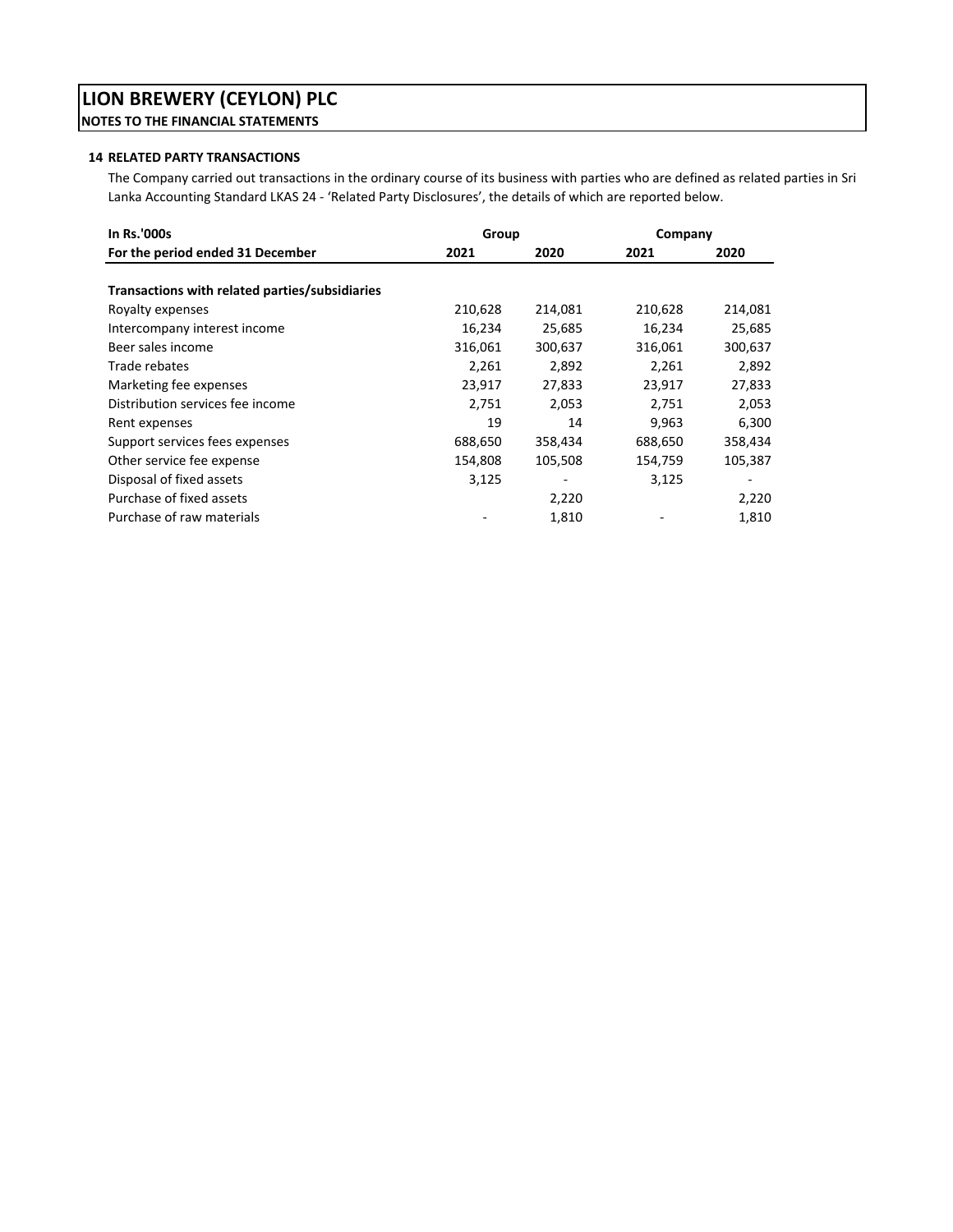# LION BREWERY (CEYLON) PLC

**NOTES TO THE FINANCIAL STATEMENTS**

## 14 RELATED PARTY TRANSACTIONS

The Company carried out transactions in the ordinary course of its business with parties who are defined as related parties in Sri Lanka Accounting Standard LKAS 24 - 'Related Party Disclosures', the details of which are reported below.

| In Rs.'000s | Group | | Company | |
|---|---|---|---|---|
| For the period ended 31 December | 2021 | 2020 | 2021 | 2020 |
| **Transactions with related parties/subsidiaries** | | | | |
| Royalty expenses | 210,628 | 214,081 | 210,628 | 214,081 |
| Intercompany interest income | 16,234 | 25,685 | 16,234 | 25,685 |
| Beer sales income | 316,061 | 300,637 | 316,061 | 300,637 |
| Trade rebates | 2,261 | 2,892 | 2,261 | 2,892 |
| Marketing fee expenses | 23,917 | 27,833 | 23,917 | 27,833 |
| Distribution services fee income | 2,751 | 2,053 | 2,751 | 2,053 |
| Rent expenses | 19 | 14 | 9,963 | 6,300 |
| Support services fees expenses | 688,650 | 358,434 | 688,650 | 358,434 |
| Other service fee expense | 154,808 | 105,508 | 154,759 | 105,387 |
| Disposal of fixed assets | 3,125 | - | 3,125 | - |
| Purchase of fixed assets | | 2,220 | | 2,220 |
| Purchase of raw materials | - | 1,810 | - | 1,810 |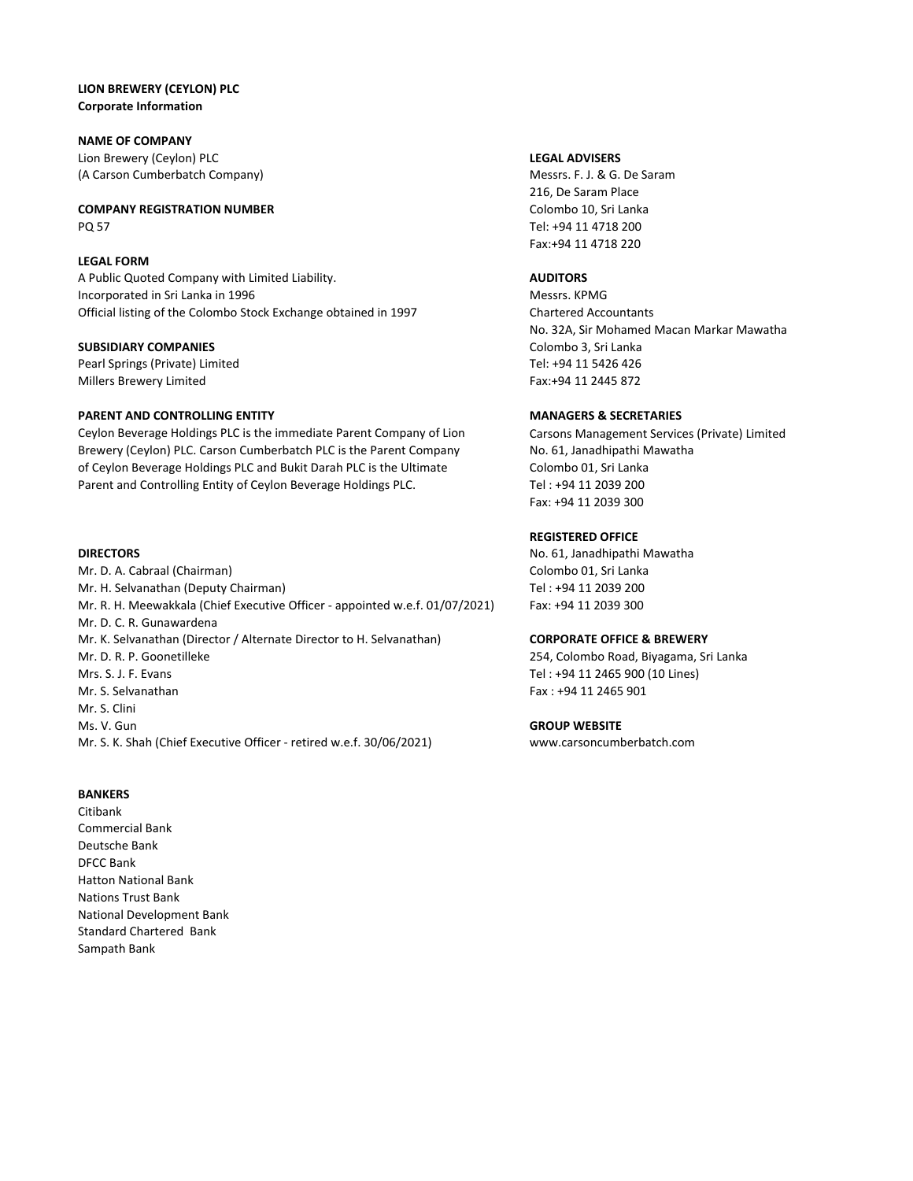**LION BREWERY (CEYLON) PLC**
**Corporate Information**

**NAME OF COMPANY**
Lion Brewery (Ceylon) PLC
(A Carson Cumberbatch Company)

**COMPANY REGISTRATION NUMBER**
PQ 57

**LEGAL FORM**
A Public Quoted Company with Limited Liability.
Incorporated in Sri Lanka in 1996
Official listing of the Colombo Stock Exchange obtained in 1997

**SUBSIDIARY COMPANIES**
Pearl Springs (Private) Limited
Millers Brewery Limited

**PARENT AND CONTROLLING ENTITY**
Ceylon Beverage Holdings PLC is the immediate Parent Company of Lion Brewery (Ceylon) PLC. Carson Cumberbatch PLC is the Parent Company of Ceylon Beverage Holdings PLC and Bukit Darah PLC is the Ultimate Parent and Controlling Entity of Ceylon Beverage Holdings PLC.

**DIRECTORS**
Mr. D. A. Cabraal (Chairman)
Mr. H. Selvanathan (Deputy Chairman)
Mr. R. H. Meewakkala (Chief Executive Officer - appointed w.e.f. 01/07/2021)
Mr. D. C. R. Gunawardena
Mr. K. Selvanathan (Director / Alternate Director to H. Selvanathan)
Mr. D. R. P. Goonetilleke
Mrs. S. J. F. Evans
Mr. S. Selvanathan
Mr. S. Clini
Ms. V. Gun
Mr. S. K. Shah (Chief Executive Officer - retired w.e.f. 30/06/2021)

**BANKERS**
Citibank
Commercial Bank
Deutsche Bank
DFCC Bank
Hatton National Bank
Nations Trust Bank
National Development Bank
Standard Chartered Bank
Sampath Bank

**LEGAL ADVISERS**
Messrs. F. J. & G. De Saram
216, De Saram Place
Colombo 10, Sri Lanka
Tel: +94 11 4718 200
Fax:+94 11 4718 220

**AUDITORS**
Messrs. KPMG
Chartered Accountants
No. 32A, Sir Mohamed Macan Markar Mawatha
Colombo 3, Sri Lanka
Tel: +94 11 5426 426
Fax:+94 11 2445 872

**MANAGERS & SECRETARIES**
Carsons Management Services (Private) Limited
No. 61, Janadhipathi Mawatha
Colombo 01, Sri Lanka
Tel : +94 11 2039 200
Fax: +94 11 2039 300

**REGISTERED OFFICE**
No. 61, Janadhipathi Mawatha
Colombo 01, Sri Lanka
Tel : +94 11 2039 200
Fax: +94 11 2039 300

**CORPORATE OFFICE & BREWERY**
254, Colombo Road, Biyagama, Sri Lanka
Tel : +94 11 2465 900 (10 Lines)
Fax : +94 11 2465 901

**GROUP WEBSITE**
www.carsoncumberbatch.com